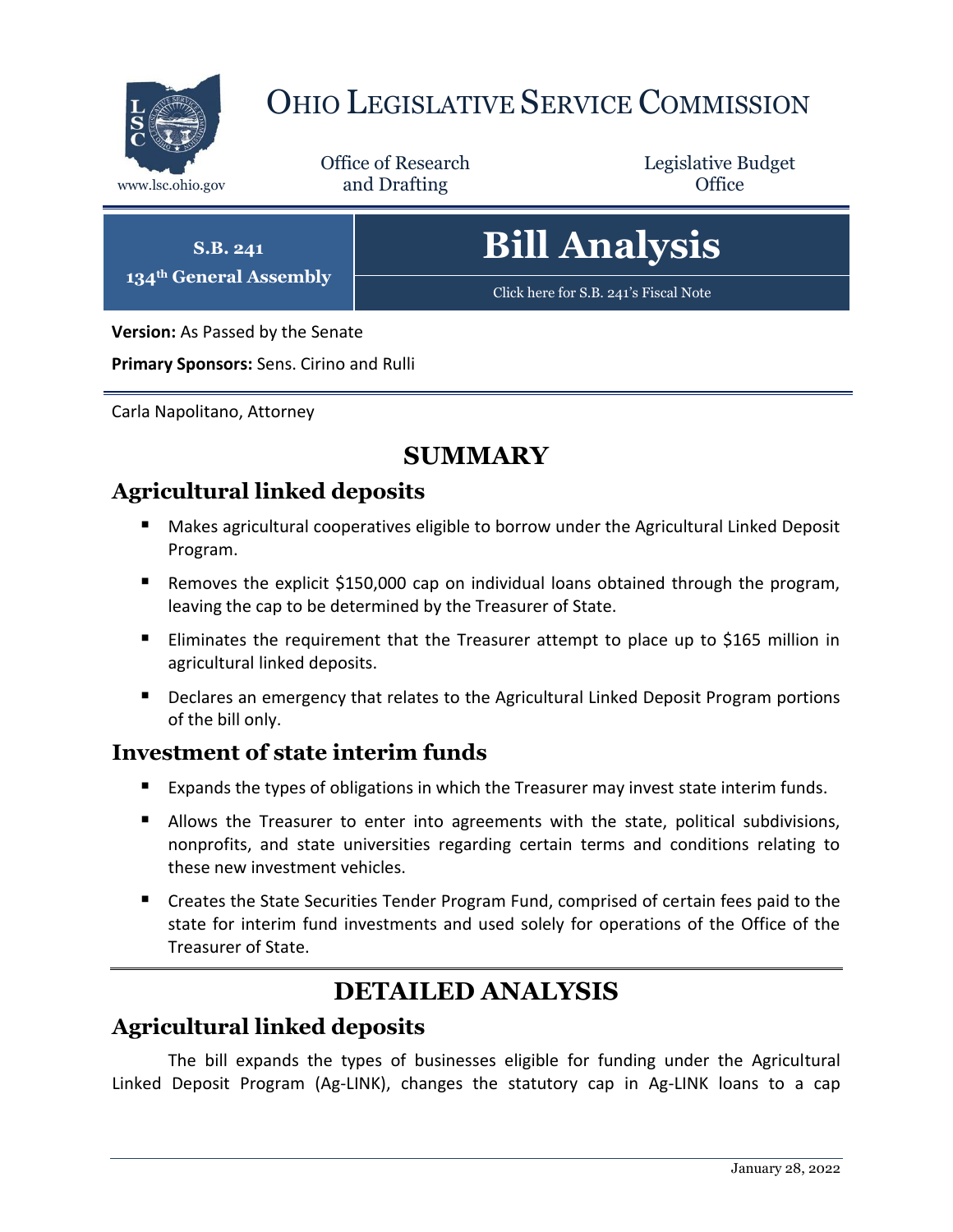# OHIO LEGISLATIVE SERVICE COMMISSION

www.lsc.ohio.gov

Office of Research and Drafting

Legislative Budget Office

**S.B. 241**
**134th General Assembly**

# Bill Analysis

Click here for S.B. 241's Fiscal Note

**Version:** As Passed by the Senate

**Primary Sponsors:** Sens. Cirino and Rulli

Carla Napolitano, Attorney

## SUMMARY

### Agricultural linked deposits

- Makes agricultural cooperatives eligible to borrow under the Agricultural Linked Deposit Program.
- Removes the explicit $150,000 cap on individual loans obtained through the program, leaving the cap to be determined by the Treasurer of State.
- Eliminates the requirement that the Treasurer attempt to place up to $165 million in agricultural linked deposits.
- Declares an emergency that relates to the Agricultural Linked Deposit Program portions of the bill only.

### Investment of state interim funds

- Expands the types of obligations in which the Treasurer may invest state interim funds.
- Allows the Treasurer to enter into agreements with the state, political subdivisions, nonprofits, and state universities regarding certain terms and conditions relating to these new investment vehicles.
- Creates the State Securities Tender Program Fund, comprised of certain fees paid to the state for interim fund investments and used solely for operations of the Office of the Treasurer of State.

## DETAILED ANALYSIS

### Agricultural linked deposits

The bill expands the types of businesses eligible for funding under the Agricultural Linked Deposit Program (Ag-LINK), changes the statutory cap in Ag-LINK loans to a cap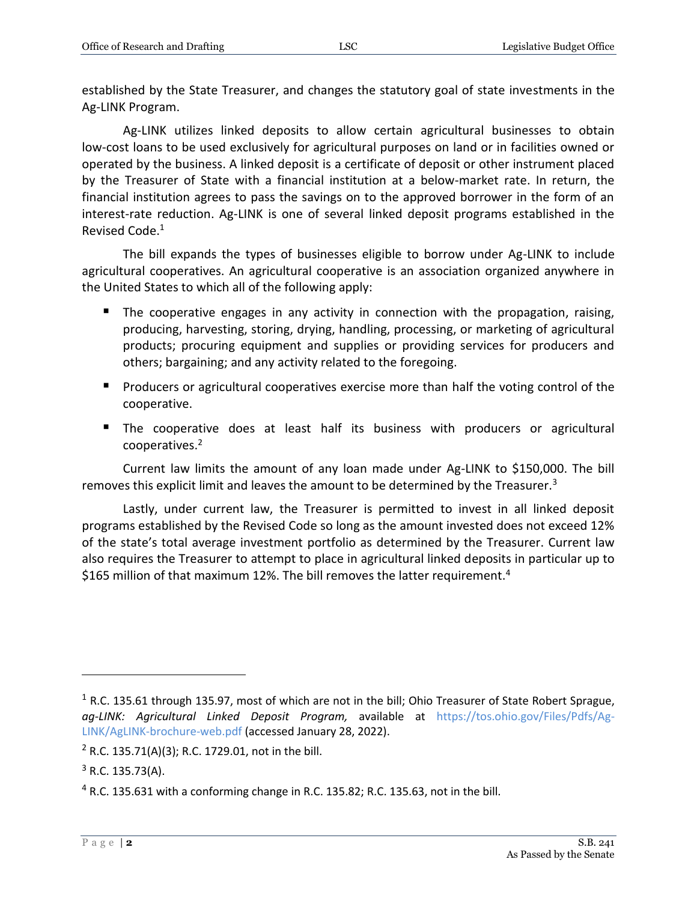established by the State Treasurer, and changes the statutory goal of state investments in the Ag-LINK Program.

Ag-LINK utilizes linked deposits to allow certain agricultural businesses to obtain low-cost loans to be used exclusively for agricultural purposes on land or in facilities owned or operated by the business. A linked deposit is a certificate of deposit or other instrument placed by the Treasurer of State with a financial institution at a below-market rate. In return, the financial institution agrees to pass the savings on to the approved borrower in the form of an interest-rate reduction. Ag-LINK is one of several linked deposit programs established in the Revised Code.[1]

The bill expands the types of businesses eligible to borrow under Ag-LINK to include agricultural cooperatives. An agricultural cooperative is an association organized anywhere in the United States to which all of the following apply:

- The cooperative engages in any activity in connection with the propagation, raising, producing, harvesting, storing, drying, handling, processing, or marketing of agricultural products; procuring equipment and supplies or providing services for producers and others; bargaining; and any activity related to the foregoing.
- Producers or agricultural cooperatives exercise more than half the voting control of the cooperative.
- The cooperative does at least half its business with producers or agricultural cooperatives.[2]

Current law limits the amount of any loan made under Ag-LINK to $150,000. The bill removes this explicit limit and leaves the amount to be determined by the Treasurer.[3]

Lastly, under current law, the Treasurer is permitted to invest in all linked deposit programs established by the Revised Code so long as the amount invested does not exceed 12% of the state's total average investment portfolio as determined by the Treasurer. Current law also requires the Treasurer to attempt to place in agricultural linked deposits in particular up to $165 million of that maximum 12%. The bill removes the latter requirement.[4]

---

[1] R.C. 135.61 through 135.97, most of which are not in the bill; Ohio Treasurer of State Robert Sprague, *ag-LINK: Agricultural Linked Deposit Program,* available at https://tos.ohio.gov/Files/Pdfs/Ag-LINK/AgLINK-brochure-web.pdf (accessed January 28, 2022).

[2] R.C. 135.71(A)(3); R.C. 1729.01, not in the bill.

[3] R.C. 135.73(A).

[4] R.C. 135.631 with a conforming change in R.C. 135.82; R.C. 135.63, not in the bill.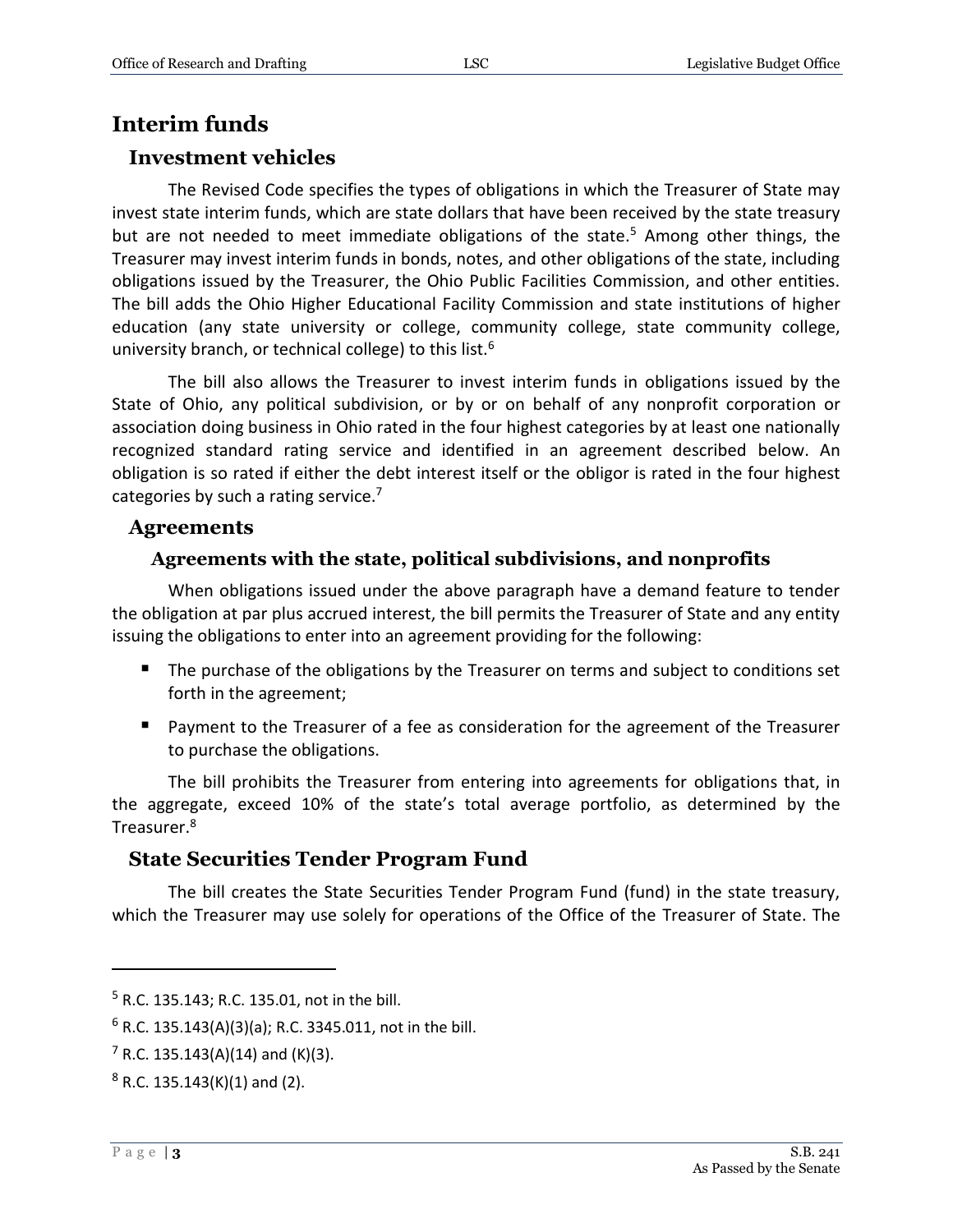# Interim funds

## Investment vehicles

The Revised Code specifies the types of obligations in which the Treasurer of State may invest state interim funds, which are state dollars that have been received by the state treasury but are not needed to meet immediate obligations of the state.[5] Among other things, the Treasurer may invest interim funds in bonds, notes, and other obligations of the state, including obligations issued by the Treasurer, the Ohio Public Facilities Commission, and other entities. The bill adds the Ohio Higher Educational Facility Commission and state institutions of higher education (any state university or college, community college, state community college, university branch, or technical college) to this list.[6]

The bill also allows the Treasurer to invest interim funds in obligations issued by the State of Ohio, any political subdivision, or by or on behalf of any nonprofit corporation or association doing business in Ohio rated in the four highest categories by at least one nationally recognized standard rating service and identified in an agreement described below. An obligation is so rated if either the debt interest itself or the obligor is rated in the four highest categories by such a rating service.[7]

## Agreements

### Agreements with the state, political subdivisions, and nonprofits

When obligations issued under the above paragraph have a demand feature to tender the obligation at par plus accrued interest, the bill permits the Treasurer of State and any entity issuing the obligations to enter into an agreement providing for the following:

- The purchase of the obligations by the Treasurer on terms and subject to conditions set forth in the agreement;
- Payment to the Treasurer of a fee as consideration for the agreement of the Treasurer to purchase the obligations.

The bill prohibits the Treasurer from entering into agreements for obligations that, in the aggregate, exceed 10% of the state's total average portfolio, as determined by the Treasurer.[8]

## State Securities Tender Program Fund

The bill creates the State Securities Tender Program Fund (fund) in the state treasury, which the Treasurer may use solely for operations of the Office of the Treasurer of State. The

---

[5] R.C. 135.143; R.C. 135.01, not in the bill.

[6] R.C. 135.143(A)(3)(a); R.C. 3345.011, not in the bill.

[7] R.C. 135.143(A)(14) and (K)(3).

[8] R.C. 135.143(K)(1) and (2).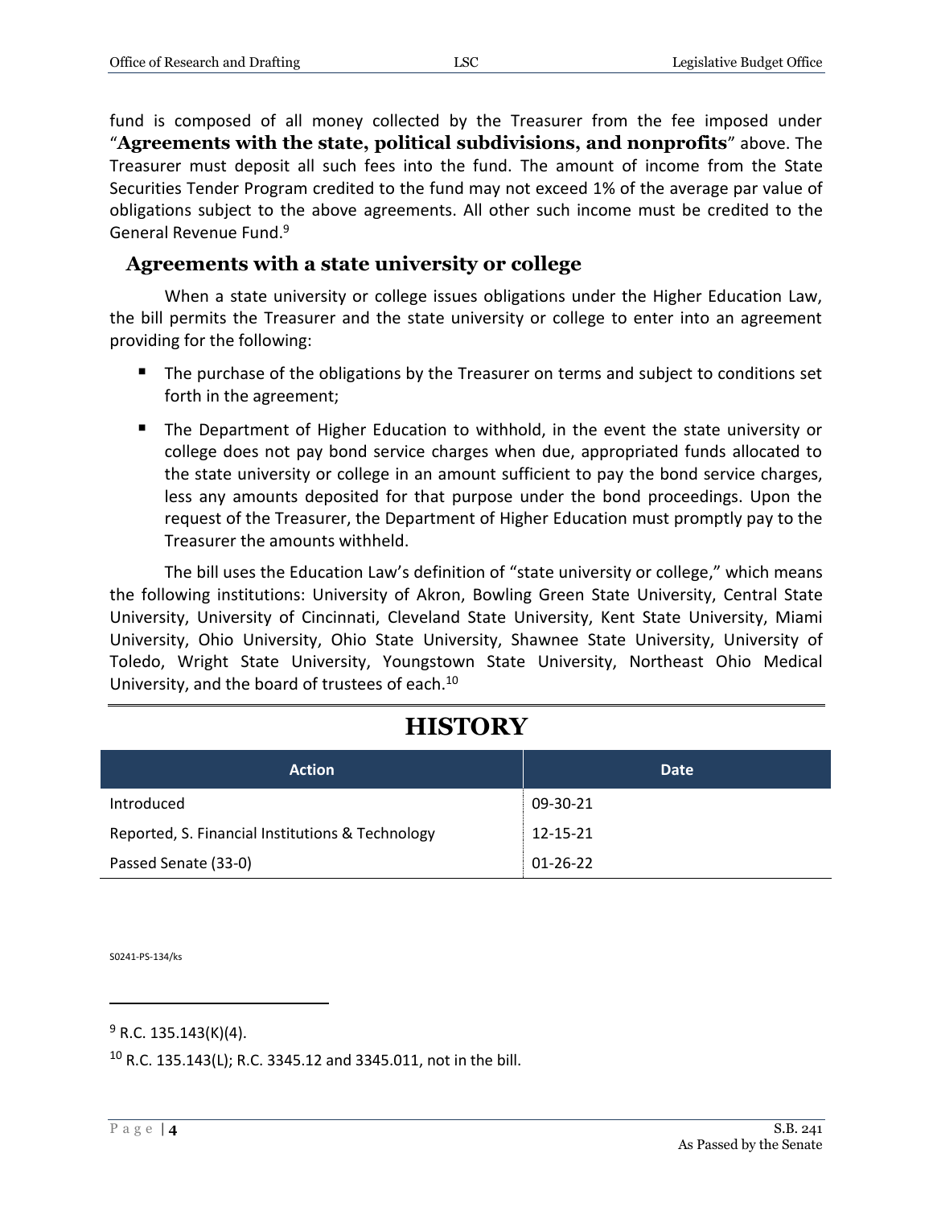fund is composed of all money collected by the Treasurer from the fee imposed under "**Agreements with the state, political subdivisions, and nonprofits**" above. The Treasurer must deposit all such fees into the fund. The amount of income from the State Securities Tender Program credited to the fund may not exceed 1% of the average par value of obligations subject to the above agreements. All other such income must be credited to the General Revenue Fund.[9]

### Agreements with a state university or college

When a state university or college issues obligations under the Higher Education Law, the bill permits the Treasurer and the state university or college to enter into an agreement providing for the following:

- The purchase of the obligations by the Treasurer on terms and subject to conditions set forth in the agreement;
- The Department of Higher Education to withhold, in the event the state university or college does not pay bond service charges when due, appropriated funds allocated to the state university or college in an amount sufficient to pay the bond service charges, less any amounts deposited for that purpose under the bond proceedings. Upon the request of the Treasurer, the Department of Higher Education must promptly pay to the Treasurer the amounts withheld.

The bill uses the Education Law's definition of "state university or college," which means the following institutions: University of Akron, Bowling Green State University, Central State University, University of Cincinnati, Cleveland State University, Kent State University, Miami University, Ohio University, Ohio State University, Shawnee State University, University of Toledo, Wright State University, Youngstown State University, Northeast Ohio Medical University, and the board of trustees of each.[10]

## HISTORY

| Action | Date |
|---|---|
| Introduced | 09-30-21 |
| Reported, S. Financial Institutions & Technology | 12-15-21 |
| Passed Senate (33-0) | 01-26-22 |

S0241-PS-134/ks

[9] R.C. 135.143(K)(4).

[10] R.C. 135.143(L); R.C. 3345.12 and 3345.011, not in the bill.